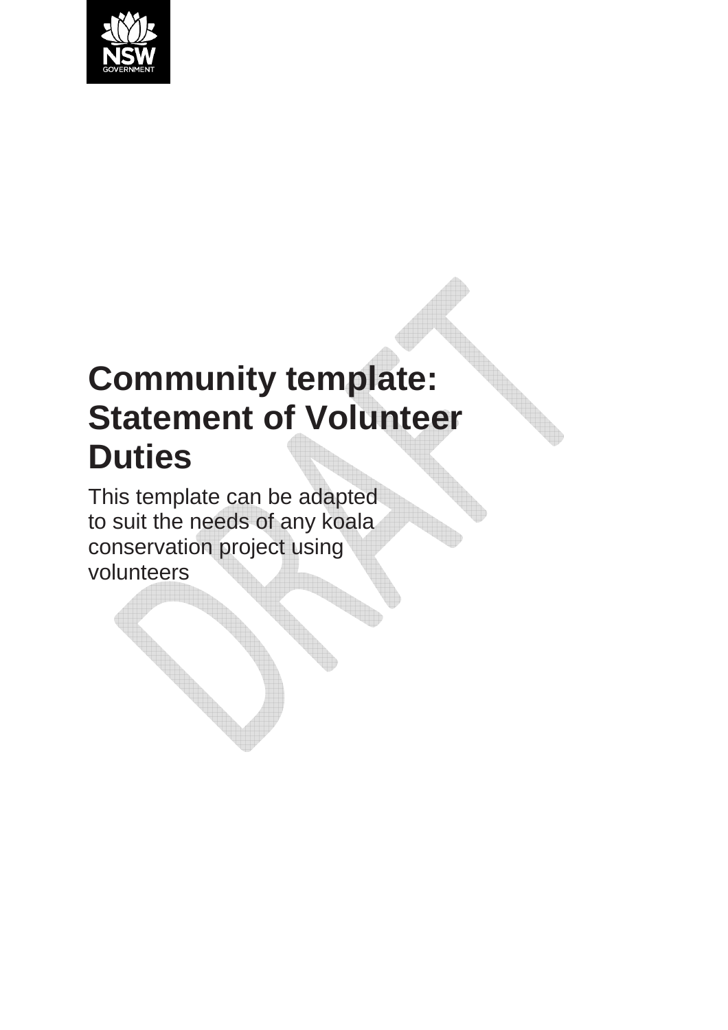# Community template: Statement of Volunteer Duties

This template can be adapted to suit the needs of any koala conservation project using volunteers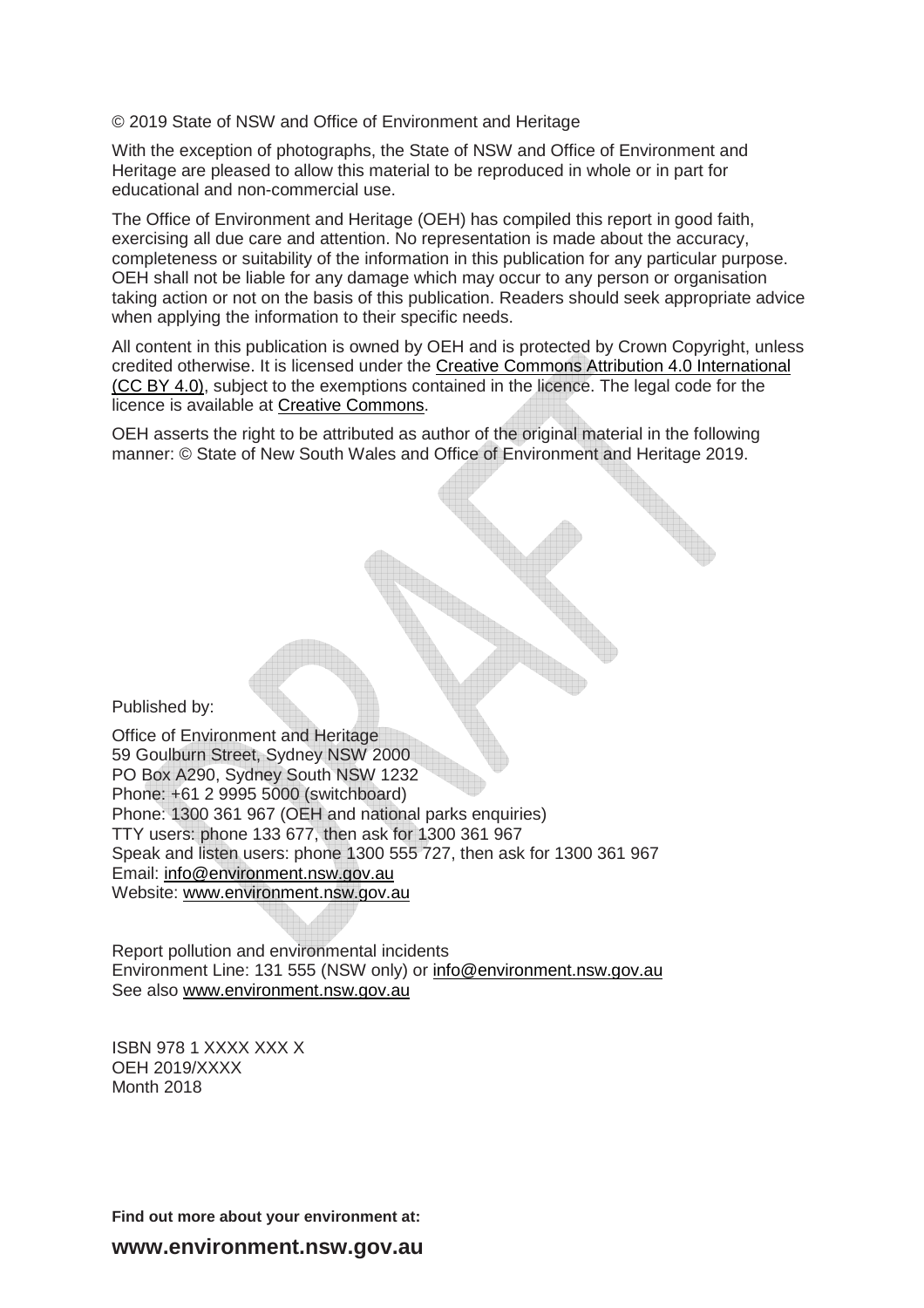© 2019 State of NSW and Office of Environment and Heritage

With the exception of photographs, the State of NSW and Office of Environment and Heritage are pleased to allow this material to be reproduced in whole or in part for educational and non-commercial use.

The Office of Environment and Heritage (OEH) has compiled this report in good faith, exercising all due care and attention. No representation is made about the accuracy, completeness or suitability of the information in this publication for any particular purpose. OEH shall not be liable for any damage which may occur to any person or organisation taking action or not on the basis of this publication. Readers should seek appropriate advice when applying the information to their specific needs.

All content in this publication is owned by OEH and is protected by Crown Copyright, unless credited otherwise. It is licensed under the Creative Commons Attribution 4.0 International (CC BY 4.0), subject to the exemptions contained in the licence. The legal code for the licence is available at Creative Commons.

OEH asserts the right to be attributed as author of the original material in the following manner: © State of New South Wales and Office of Environment and Heritage 2019.

Published by:

Office of Environment and Heritage
59 Goulburn Street, Sydney NSW 2000
PO Box A290, Sydney South NSW 1232
Phone: +61 2 9995 5000 (switchboard)
Phone: 1300 361 967 (OEH and national parks enquiries)
TTY users: phone 133 677, then ask for 1300 361 967
Speak and listen users: phone 1300 555 727, then ask for 1300 361 967
Email: info@environment.nsw.gov.au
Website: www.environment.nsw.gov.au

Report pollution and environmental incidents
Environment Line: 131 555 (NSW only) or info@environment.nsw.gov.au
See also www.environment.nsw.gov.au

ISBN 978 1 XXXX XXX X
OEH 2019/XXXX
Month 2018

**Find out more about your environment at:**

**www.environment.nsw.gov.au**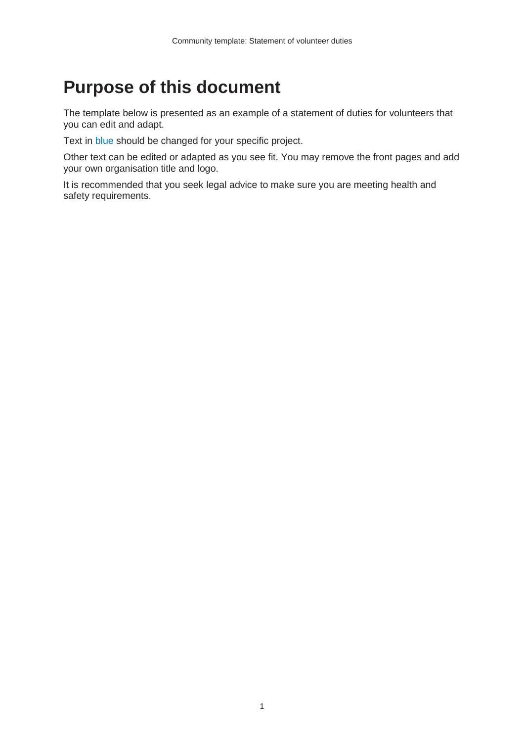# Purpose of this document

The template below is presented as an example of a statement of duties for volunteers that you can edit and adapt.

Text in blue should be changed for your specific project.

Other text can be edited or adapted as you see fit. You may remove the front pages and add your own organisation title and logo.

It is recommended that you seek legal advice to make sure you are meeting health and safety requirements.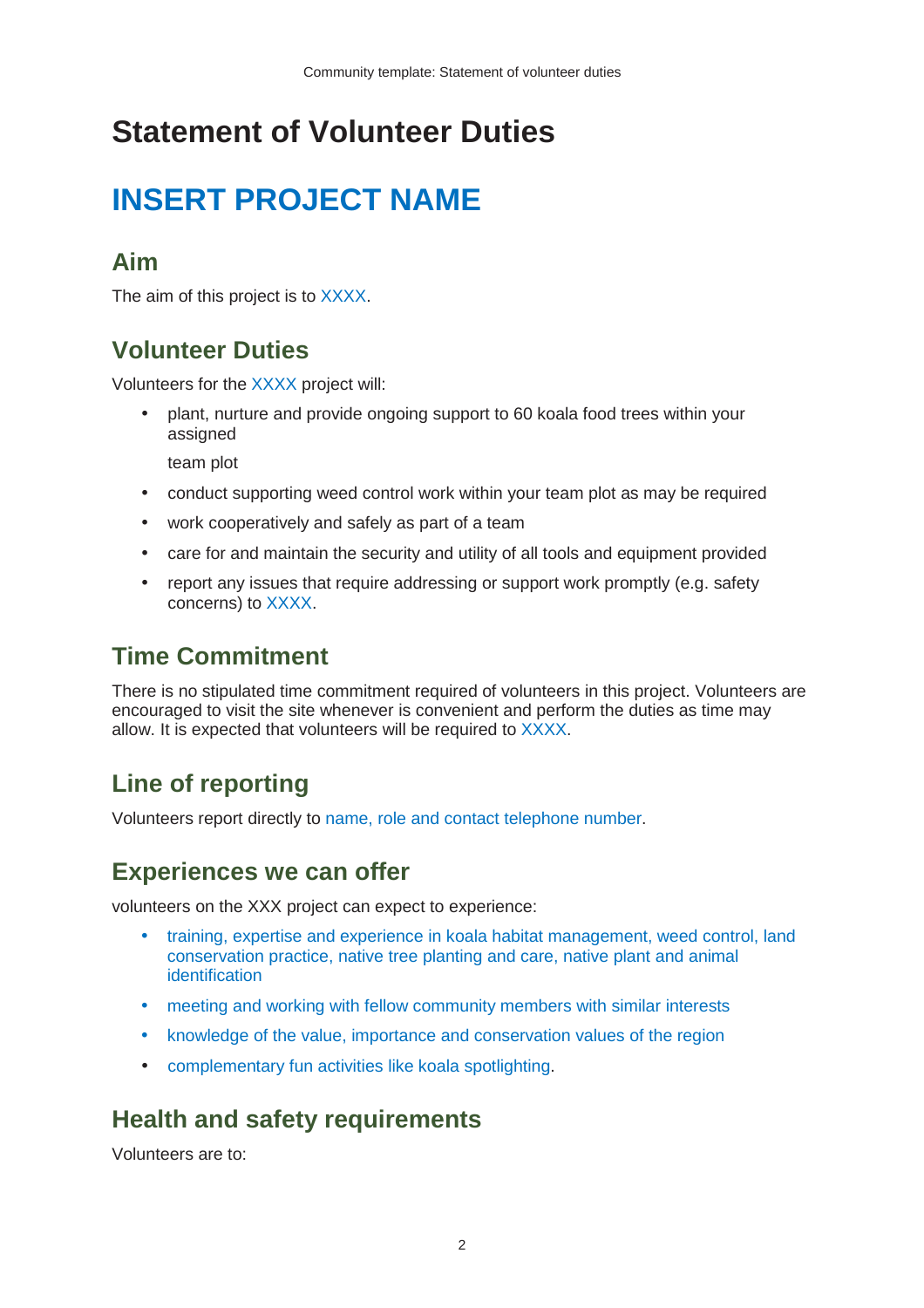# Statement of Volunteer Duties

# INSERT PROJECT NAME

## Aim

The aim of this project is to XXXX.

## Volunteer Duties

Volunteers for the XXXX project will:

- plant, nurture and provide ongoing support to 60 koala food trees within your assigned

  team plot
- conduct supporting weed control work within your team plot as may be required
- work cooperatively and safely as part of a team
- care for and maintain the security and utility of all tools and equipment provided
- report any issues that require addressing or support work promptly (e.g. safety concerns) to XXXX.

## Time Commitment

There is no stipulated time commitment required of volunteers in this project. Volunteers are encouraged to visit the site whenever is convenient and perform the duties as time may allow. It is expected that volunteers will be required to XXXX.

## Line of reporting

Volunteers report directly to name, role and contact telephone number.

## Experiences we can offer

volunteers on the XXX project can expect to experience:

- training, expertise and experience in koala habitat management, weed control, land conservation practice, native tree planting and care, native plant and animal identification
- meeting and working with fellow community members with similar interests
- knowledge of the value, importance and conservation values of the region
- complementary fun activities like koala spotlighting.

## Health and safety requirements

Volunteers are to: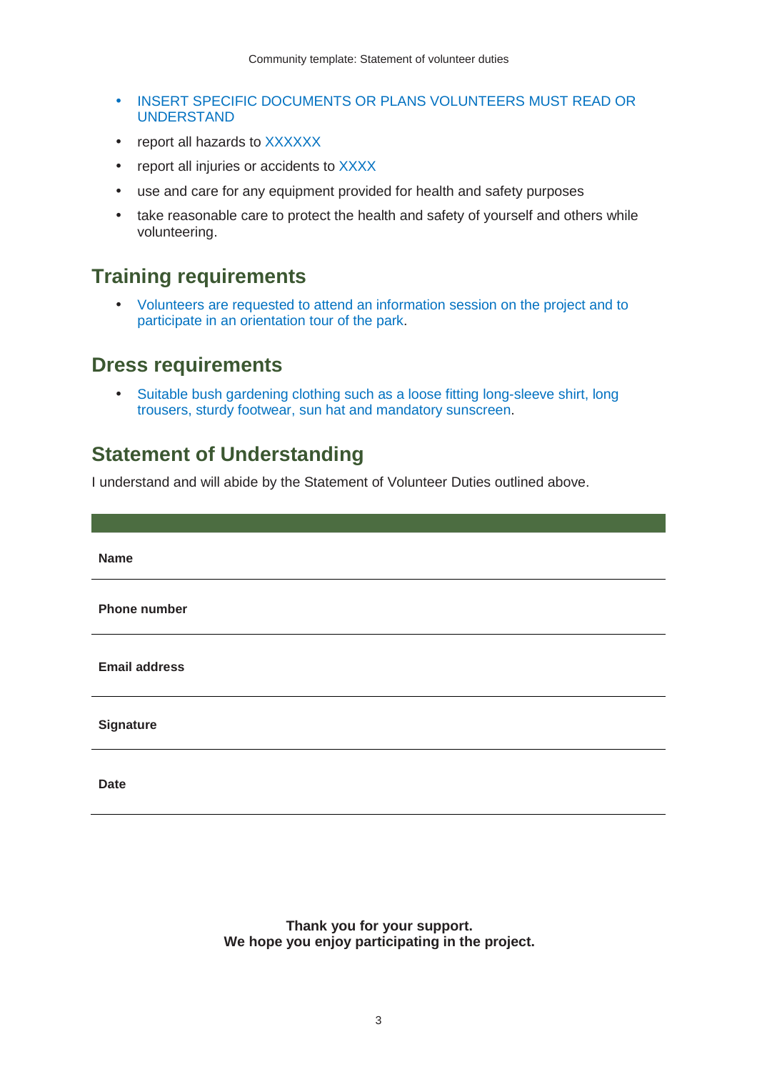- INSERT SPECIFIC DOCUMENTS OR PLANS VOLUNTEERS MUST READ OR UNDERSTAND
- report all hazards to XXXXXX
- report all injuries or accidents to XXXX
- use and care for any equipment provided for health and safety purposes
- take reasonable care to protect the health and safety of yourself and others while volunteering.

## Training requirements

- Volunteers are requested to attend an information session on the project and to participate in an orientation tour of the park.

## Dress requirements

- Suitable bush gardening clothing such as a loose fitting long-sleeve shirt, long trousers, sturdy footwear, sun hat and mandatory sunscreen.

## Statement of Understanding

I understand and will abide by the Statement of Volunteer Duties outlined above.

| | |
|---|---|
| **Name** | |
| **Phone number** | |
| **Email address** | |
| **Signature** | |
| **Date** | |

**Thank you for your support.**
**We hope you enjoy participating in the project.**